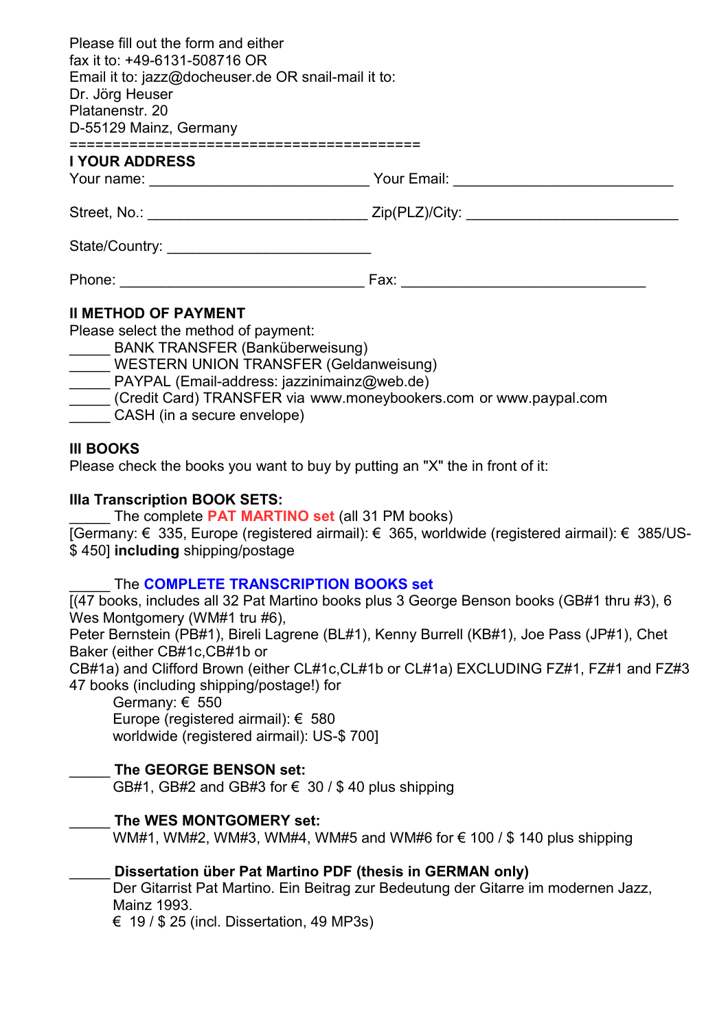Please fill out the form and either
fax it to: +49-6131-508716 OR
Email it to: jazz@docheuser.de OR snail-mail it to:
Dr. Jörg Heuser
Platanenstr. 20
D-55129 Mainz, Germany

========================================

**I YOUR ADDRESS**

Your name: __________________________ Your Email: __________________________

Street, No.: __________________________ Zip(PLZ)/City: __________________________

State/Country: ________________________

Phone: _____________________________ Fax: _____________________________

**II METHOD OF PAYMENT**

Please select the method of payment:

_____ BANK TRANSFER (Banküberweisung)
_____ WESTERN UNION TRANSFER (Geldanweisung)
_____ PAYPAL (Email-address: jazzinimainz@web.de)
_____ (Credit Card) TRANSFER via www.moneybookers.com or www.paypal.com
_____ CASH (in a secure envelope)

**III BOOKS**

Please check the books you want to buy by putting an "X" the in front of it:

**IIIa Transcription BOOK SETS:**

_____ The complete **PAT MARTINO set** (all 31 PM books)
[Germany: € 335, Europe (registered airmail): € 365, worldwide (registered airmail): € 385/US-$ 450] **including** shipping/postage

_____ The **COMPLETE TRANSCRIPTION BOOKS set**
[(47 books, includes all 32 Pat Martino books plus 3 George Benson books (GB#1 thru #3), 6 Wes Montgomery (WM#1 tru #6),
Peter Bernstein (PB#1), Bireli Lagrene (BL#1), Kenny Burrell (KB#1), Joe Pass (JP#1), Chet Baker (either CB#1c,CB#1b or
CB#1a) and Clifford Brown (either CL#1c,CL#1b or CL#1a) EXCLUDING FZ#1, FZ#1 and FZ#3
47 books (including shipping/postage!) for
Germany: € 550
Europe (registered airmail): € 580
worldwide (registered airmail): US-$ 700]

_____ **The GEORGE BENSON set:**
GB#1, GB#2 and GB#3 for € 30 / $ 40 plus shipping

_____ **The WES MONTGOMERY set:**
WM#1, WM#2, WM#3, WM#4, WM#5 and WM#6 for € 100 / $ 140 plus shipping

_____ **Dissertation über Pat Martino PDF (thesis in GERMAN only)**
Der Gitarrist Pat Martino. Ein Beitrag zur Bedeutung der Gitarre im modernen Jazz, Mainz 1993.
€ 19 / $ 25 (incl. Dissertation, 49 MP3s)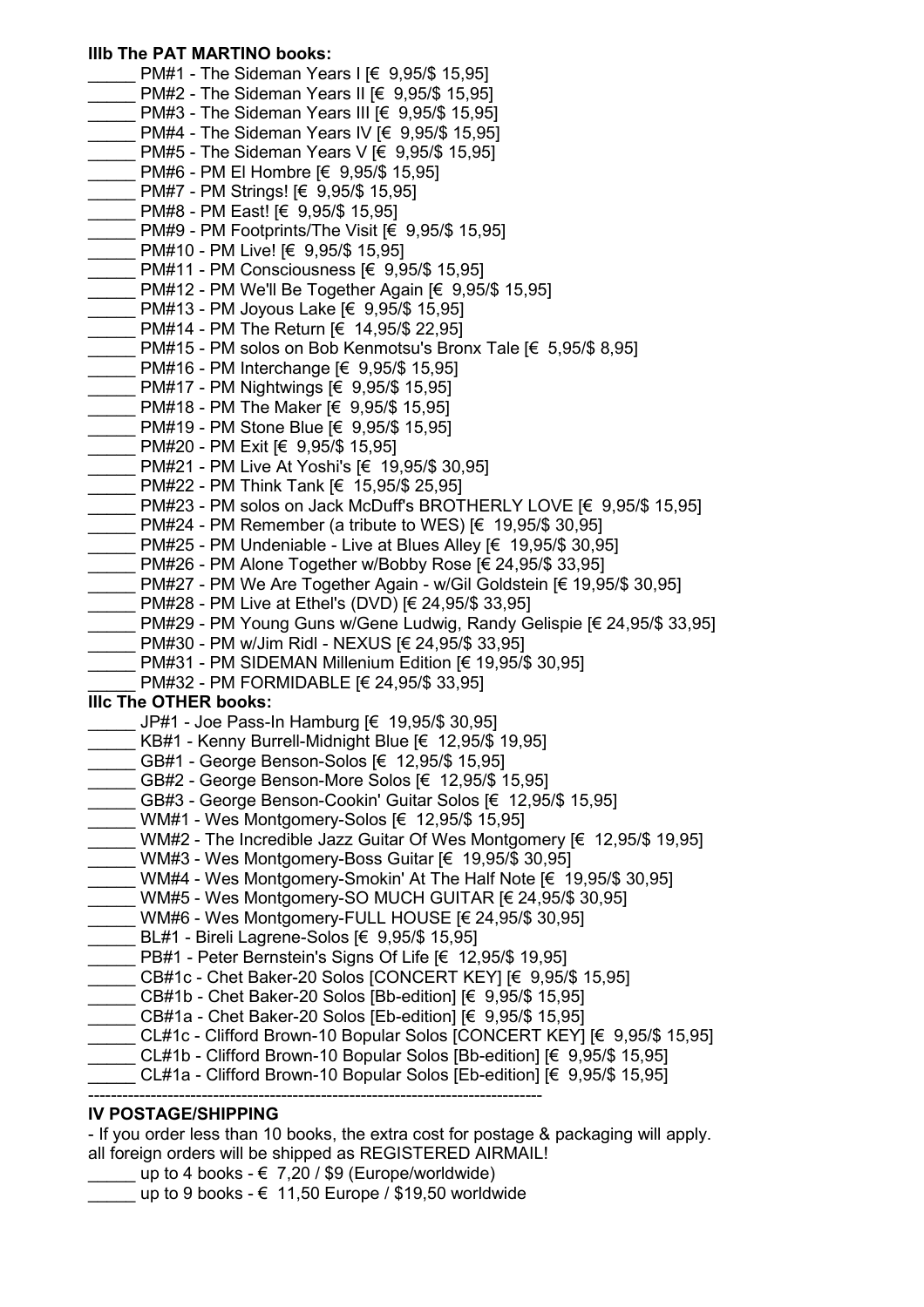**IIIb The PAT MARTINO books:**

_____ PM#1 - The Sideman Years I [€ 9,95/$ 15,95]
_____ PM#2 - The Sideman Years II [€ 9,95/$ 15,95]
_____ PM#3 - The Sideman Years III [€ 9,95/$ 15,95]
_____ PM#4 - The Sideman Years IV [€ 9,95/$ 15,95]
_____ PM#5 - The Sideman Years V [€ 9,95/$ 15,95]
_____ PM#6 - PM El Hombre [€ 9,95/$ 15,95]
_____ PM#7 - PM Strings! [€ 9,95/$ 15,95]
_____ PM#8 - PM East! [€ 9,95/$ 15,95]
_____ PM#9 - PM Footprints/The Visit [€ 9,95/$ 15,95]
_____ PM#10 - PM Live! [€ 9,95/$ 15,95]
_____ PM#11 - PM Consciousness [€ 9,95/$ 15,95]
_____ PM#12 - PM We'll Be Together Again [€ 9,95/$ 15,95]
_____ PM#13 - PM Joyous Lake [€ 9,95/$ 15,95]
_____ PM#14 - PM The Return [€ 14,95/$ 22,95]
_____ PM#15 - PM solos on Bob Kenmotsu's Bronx Tale [€ 5,95/$ 8,95]
_____ PM#16 - PM Interchange [€ 9,95/$ 15,95]
_____ PM#17 - PM Nightwings [€ 9,95/$ 15,95]
_____ PM#18 - PM The Maker [€ 9,95/$ 15,95]
_____ PM#19 - PM Stone Blue [€ 9,95/$ 15,95]
_____ PM#20 - PM Exit [€ 9,95/$ 15,95]
_____ PM#21 - PM Live At Yoshi's [€ 19,95/$ 30,95]
_____ PM#22 - PM Think Tank [€ 15,95/$ 25,95]
_____ PM#23 - PM solos on Jack McDuff's BROTHERLY LOVE [€ 9,95/$ 15,95]
_____ PM#24 - PM Remember (a tribute to WES) [€ 19,95/$ 30,95]
_____ PM#25 - PM Undeniable - Live at Blues Alley [€ 19,95/$ 30,95]
_____ PM#26 - PM Alone Together w/Bobby Rose [€ 24,95/$ 33,95]
_____ PM#27 - PM We Are Together Again - w/Gil Goldstein [€ 19,95/$ 30,95]
_____ PM#28 - PM Live at Ethel's (DVD) [€ 24,95/$ 33,95]
_____ PM#29 - PM Young Guns w/Gene Ludwig, Randy Gelispie [€ 24,95/$ 33,95]
_____ PM#30 - PM w/Jim Ridl - NEXUS [€ 24,95/$ 33,95]
_____ PM#31 - PM SIDEMAN Millenium Edition [€ 19,95/$ 30,95]
_____ PM#32 - PM FORMIDABLE [€ 24,95/$ 33,95]

**IIIc The OTHER books:**

_____ JP#1 - Joe Pass-In Hamburg [€ 19,95/$ 30,95]
_____ KB#1 - Kenny Burrell-Midnight Blue [€ 12,95/$ 19,95]
_____ GB#1 - George Benson-Solos [€ 12,95/$ 15,95]
_____ GB#2 - George Benson-More Solos [€ 12,95/$ 15,95]
_____ GB#3 - George Benson-Cookin' Guitar Solos [€ 12,95/$ 15,95]
_____ WM#1 - Wes Montgomery-Solos [€ 12,95/$ 15,95]
_____ WM#2 - The Incredible Jazz Guitar Of Wes Montgomery [€ 12,95/$ 19,95]
_____ WM#3 - Wes Montgomery-Boss Guitar [€ 19,95/$ 30,95]
_____ WM#4 - Wes Montgomery-Smokin' At The Half Note [€ 19,95/$ 30,95]
_____ WM#5 - Wes Montgomery-SO MUCH GUITAR [€ 24,95/$ 30,95]
_____ WM#6 - Wes Montgomery-FULL HOUSE [€ 24,95/$ 30,95]
_____ BL#1 - Bireli Lagrene-Solos [€ 9,95/$ 15,95]
_____ PB#1 - Peter Bernstein's Signs Of Life [€ 12,95/$ 19,95]
_____ CB#1c - Chet Baker-20 Solos [CONCERT KEY] [€ 9,95/$ 15,95]
_____ CB#1b - Chet Baker-20 Solos [Bb-edition] [€ 9,95/$ 15,95]
_____ CB#1a - Chet Baker-20 Solos [Eb-edition] [€ 9,95/$ 15,95]
_____ CL#1c - Clifford Brown-10 Bopular Solos [CONCERT KEY] [€ 9,95/$ 15,95]
_____ CL#1b - Clifford Brown-10 Bopular Solos [Bb-edition] [€ 9,95/$ 15,95]
_____ CL#1a - Clifford Brown-10 Bopular Solos [Eb-edition] [€ 9,95/$ 15,95]

--------------------------------------------------------------------------------

**IV POSTAGE/SHIPPING**

- If you order less than 10 books, the extra cost for postage & packaging will apply.
all foreign orders will be shipped as REGISTERED AIRMAIL!

_____ up to 4 books - € 7,20 / $9 (Europe/worldwide)
_____ up to 9 books - € 11,50 Europe / $19,50 worldwide